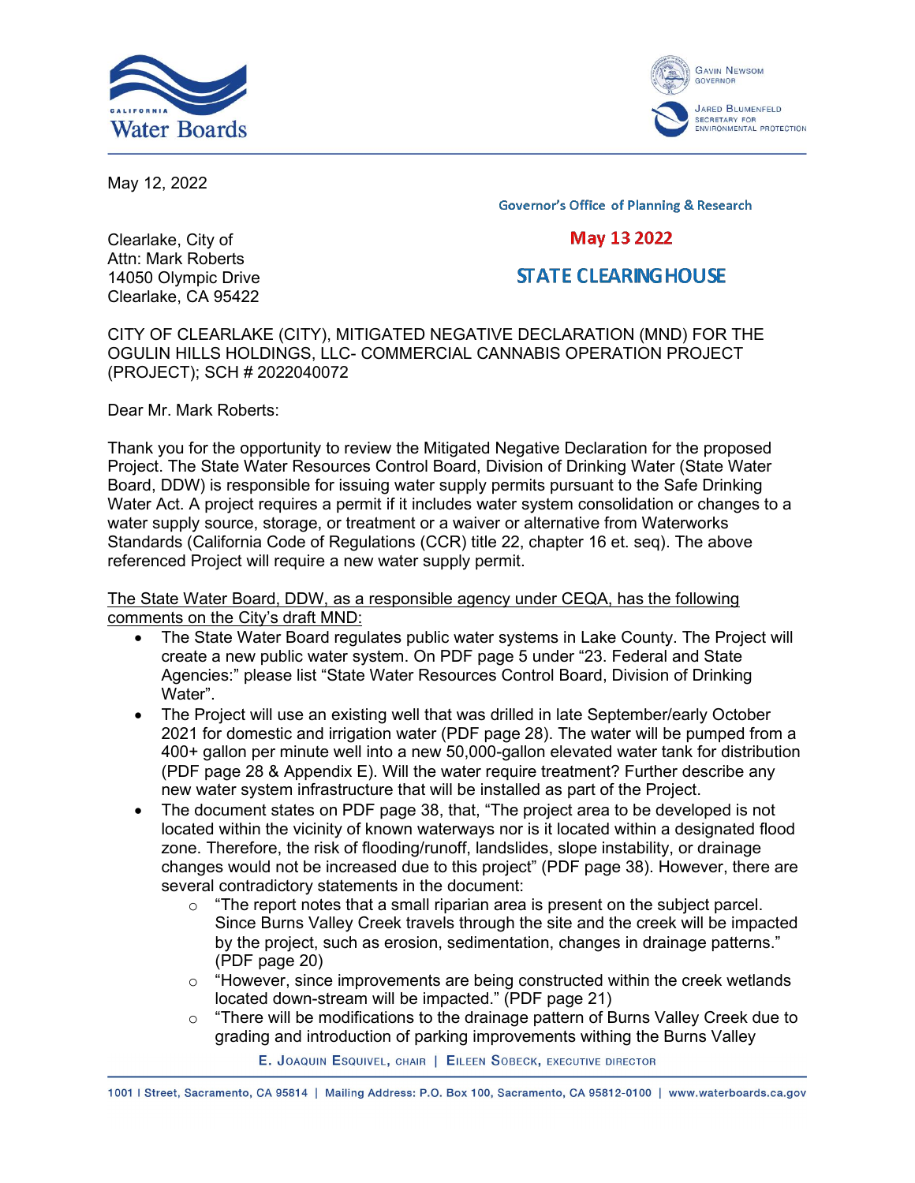May 12, 2022

Governor's Office of Planning & Research

May 13 2022

STATE CLEARINGHOUSE

Clearlake, City of
Attn: Mark Roberts
14050 Olympic Drive
Clearlake, CA 95422

CITY OF CLEARLAKE (CITY), MITIGATED NEGATIVE DECLARATION (MND) FOR THE OGULIN HILLS HOLDINGS, LLC- COMMERCIAL CANNABIS OPERATION PROJECT (PROJECT); SCH # 2022040072

Dear Mr. Mark Roberts:

Thank you for the opportunity to review the Mitigated Negative Declaration for the proposed Project. The State Water Resources Control Board, Division of Drinking Water (State Water Board, DDW) is responsible for issuing water supply permits pursuant to the Safe Drinking Water Act. A project requires a permit if it includes water system consolidation or changes to a water supply source, storage, or treatment or a waiver or alternative from Waterworks Standards (California Code of Regulations (CCR) title 22, chapter 16 et. seq). The above referenced Project will require a new water supply permit.

The State Water Board, DDW, as a responsible agency under CEQA, has the following comments on the City's draft MND:

- The State Water Board regulates public water systems in Lake County. The Project will create a new public water system. On PDF page 5 under "23. Federal and State Agencies:" please list "State Water Resources Control Board, Division of Drinking Water".
- The Project will use an existing well that was drilled in late September/early October 2021 for domestic and irrigation water (PDF page 28). The water will be pumped from a 400+ gallon per minute well into a new 50,000-gallon elevated water tank for distribution (PDF page 28 & Appendix E). Will the water require treatment? Further describe any new water system infrastructure that will be installed as part of the Project.
- The document states on PDF page 38, that, "The project area to be developed is not located within the vicinity of known waterways nor is it located within a designated flood zone. Therefore, the risk of flooding/runoff, landslides, slope instability, or drainage changes would not be increased due to this project" (PDF page 38). However, there are several contradictory statements in the document:
  - "The report notes that a small riparian area is present on the subject parcel. Since Burns Valley Creek travels through the site and the creek will be impacted by the project, such as erosion, sedimentation, changes in drainage patterns." (PDF page 20)
  - "However, since improvements are being constructed within the creek wetlands located down-stream will be impacted." (PDF page 21)
  - "There will be modifications to the drainage pattern of Burns Valley Creek due to grading and introduction of parking improvements withing the Burns Valley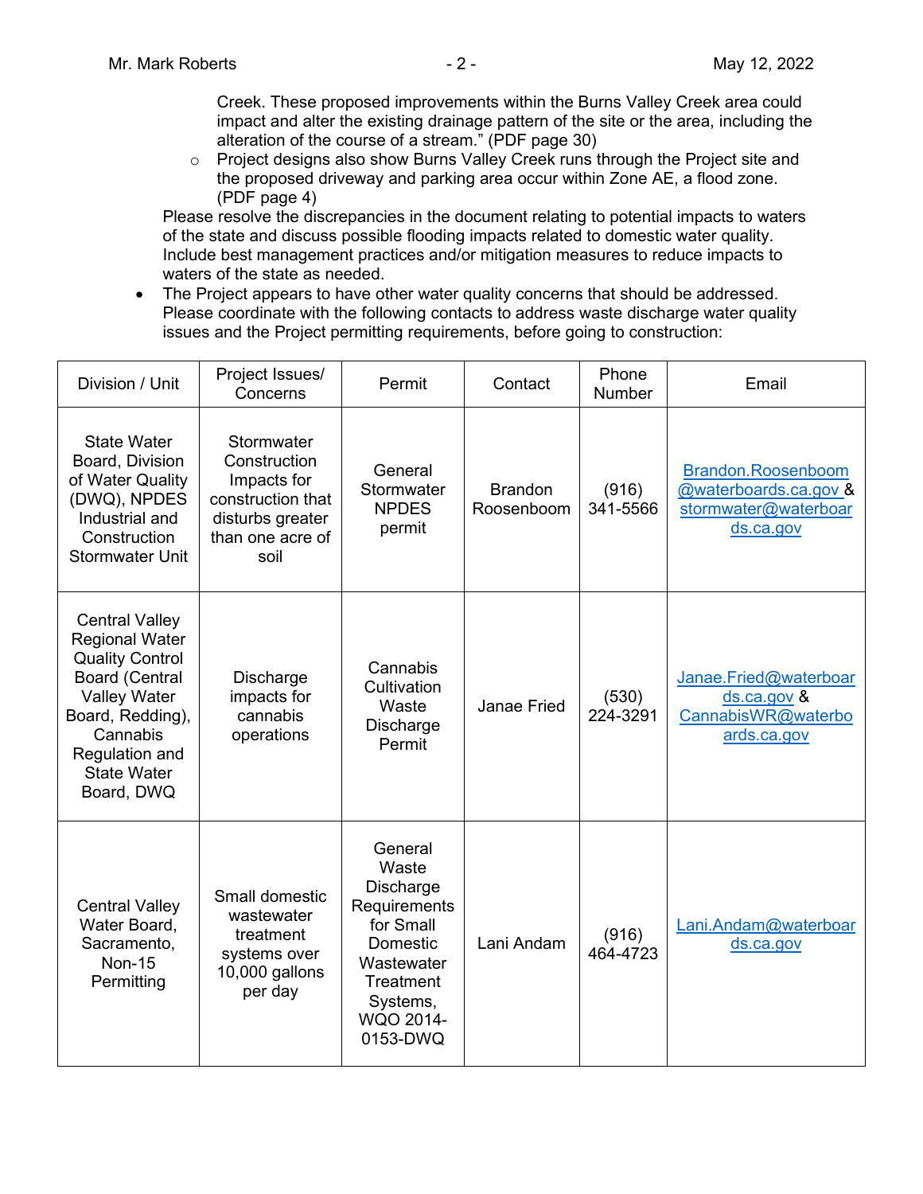Creek. These proposed improvements within the Burns Valley Creek area could impact and alter the existing drainage pattern of the site or the area, including the alteration of the course of a stream." (PDF page 30)

    - Project designs also show Burns Valley Creek runs through the Project site and the proposed driveway and parking area occur within Zone AE, a flood zone. (PDF page 4)

  Please resolve the discrepancies in the document relating to potential impacts to waters of the state and discuss possible flooding impacts related to domestic water quality. Include best management practices and/or mitigation measures to reduce impacts to waters of the state as needed.

- The Project appears to have other water quality concerns that should be addressed. Please coordinate with the following contacts to address waste discharge water quality issues and the Project permitting requirements, before going to construction:

| Division / Unit | Project Issues/ Concerns | Permit | Contact | Phone Number | Email |
|---|---|---|---|---|---|
| State Water Board, Division of Water Quality (DWQ), NPDES Industrial and Construction Stormwater Unit | Stormwater Construction Impacts for construction that disturbs greater than one acre of soil | General Stormwater NPDES permit | Brandon Roosenboom | (916) 341-5566 | Brandon.Roosenboom@waterboards.ca.gov & stormwater@waterboards.ca.gov |
| Central Valley Regional Water Quality Control Board (Central Valley Water Board, Redding), Cannabis Regulation and State Water Board, DWQ | Discharge impacts for cannabis operations | Cannabis Cultivation Waste Discharge Permit | Janae Fried | (530) 224-3291 | Janae.Fried@waterboards.ca.gov & CannabisWR@waterboards.ca.gov |
| Central Valley Water Board, Sacramento, Non-15 Permitting | Small domestic wastewater treatment systems over 10,000 gallons per day | General Waste Discharge Requirements for Small Domestic Wastewater Treatment Systems, WQO 2014-0153-DWQ | Lani Andam | (916) 464-4723 | Lani.Andam@waterboards.ca.gov |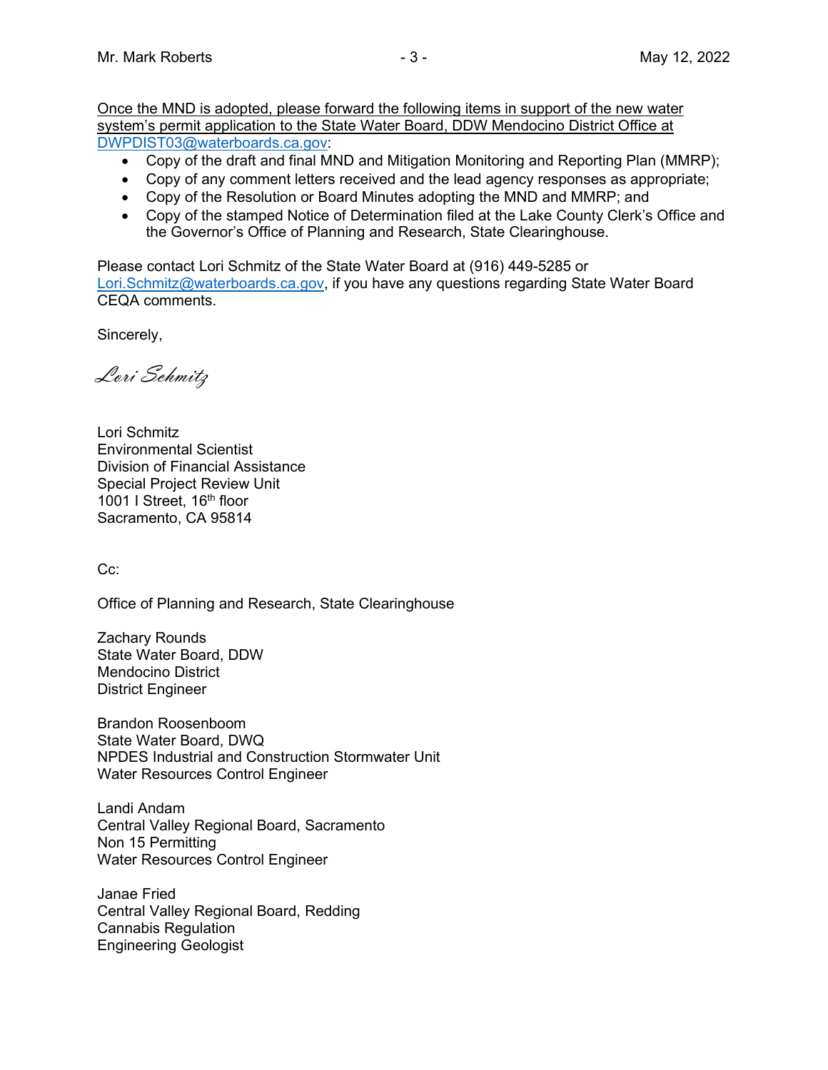Once the MND is adopted, please forward the following items in support of the new water system's permit application to the State Water Board, DDW Mendocino District Office at DWPDIST03@waterboards.ca.gov:

- Copy of the draft and final MND and Mitigation Monitoring and Reporting Plan (MMRP);
- Copy of any comment letters received and the lead agency responses as appropriate;
- Copy of the Resolution or Board Minutes adopting the MND and MMRP; and
- Copy of the stamped Notice of Determination filed at the Lake County Clerk's Office and the Governor's Office of Planning and Research, State Clearinghouse.

Please contact Lori Schmitz of the State Water Board at (916) 449-5285 or Lori.Schmitz@waterboards.ca.gov, if you have any questions regarding State Water Board CEQA comments.

Sincerely,

*Lori Schmitz*

Lori Schmitz
Environmental Scientist
Division of Financial Assistance
Special Project Review Unit
1001 I Street, 16th floor
Sacramento, CA 95814

Cc:

Office of Planning and Research, State Clearinghouse

Zachary Rounds
State Water Board, DDW
Mendocino District
District Engineer

Brandon Roosenboom
State Water Board, DWQ
NPDES Industrial and Construction Stormwater Unit
Water Resources Control Engineer

Landi Andam
Central Valley Regional Board, Sacramento
Non 15 Permitting
Water Resources Control Engineer

Janae Fried
Central Valley Regional Board, Redding
Cannabis Regulation
Engineering Geologist